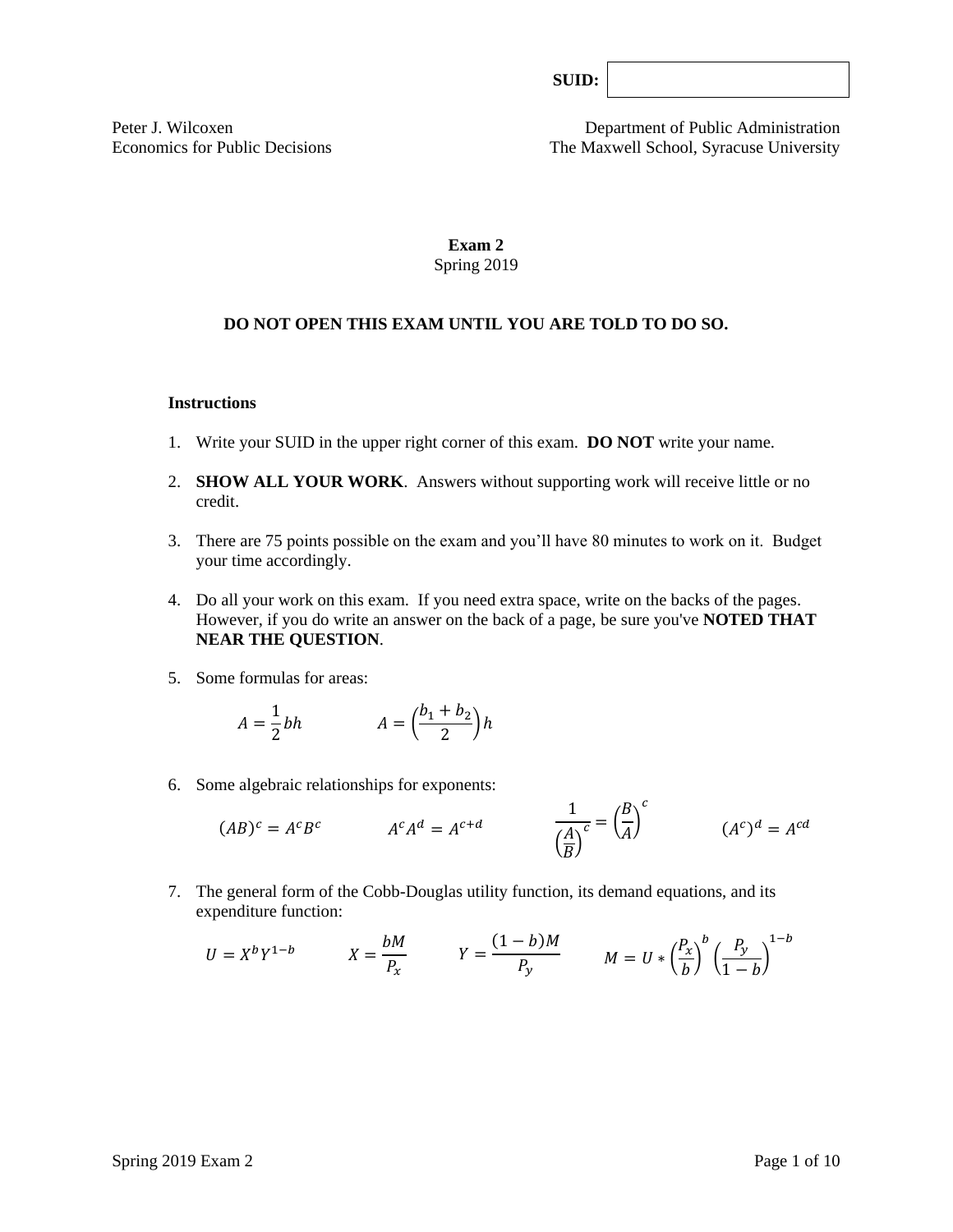**SUID:** 

Peter J. Wilcoxen
Economics for Public Decisions

Department of Public Administration
The Maxwell School, Syracuse University

# Exam 2

Spring 2019

**DO NOT OPEN THIS EXAM UNTIL YOU ARE TOLD TO DO SO.**

**Instructions**

1. Write your SUID in the upper right corner of this exam. **DO NOT** write your name.

2. **SHOW ALL YOUR WORK**. Answers without supporting work will receive little or no credit.

3. There are 75 points possible on the exam and you'll have 80 minutes to work on it. Budget your time accordingly.

4. Do all your work on this exam. If you need extra space, write on the backs of the pages. However, if you do write an answer on the back of a page, be sure you've **NOTED THAT NEAR THE QUESTION**.

5. Some formulas for areas:

$$A = \frac{1}{2}bh \qquad\qquad A = \left(\frac{b_1 + b_2}{2}\right)h$$

6. Some algebraic relationships for exponents:

$$(AB)^c = A^c B^c \qquad A^c A^d = A^{c+d} \qquad \frac{1}{\left(\frac{A}{B}\right)^c} = \left(\frac{B}{A}\right)^c \qquad (A^c)^d = A^{cd}$$

7. The general form of the Cobb-Douglas utility function, its demand equations, and its expenditure function:

$$U = X^b Y^{1-b} \qquad X = \frac{bM}{P_x} \qquad Y = \frac{(1-b)M}{P_y} \qquad M = U * \left(\frac{P_x}{b}\right)^b \left(\frac{P_y}{1-b}\right)^{1-b}$$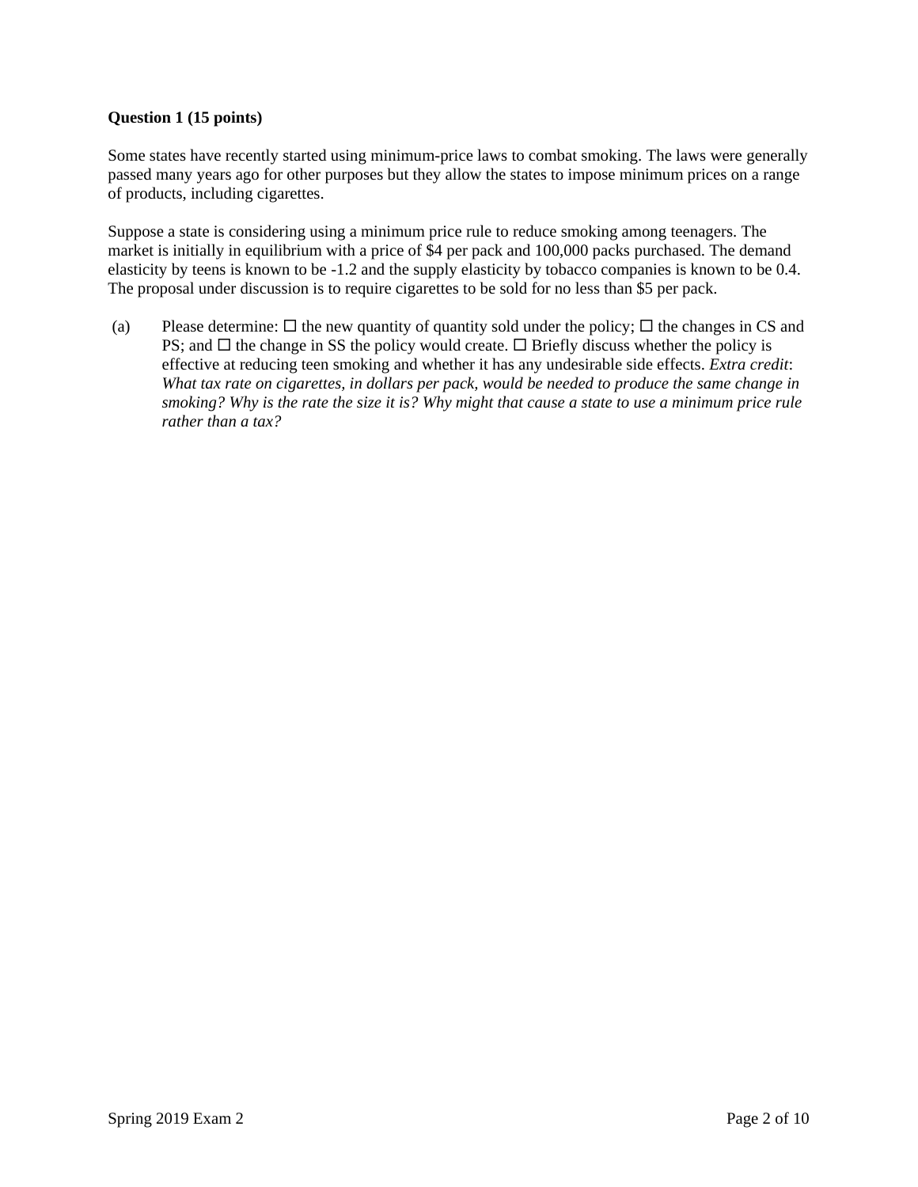**Question 1 (15 points)**

Some states have recently started using minimum-price laws to combat smoking. The laws were generally passed many years ago for other purposes but they allow the states to impose minimum prices on a range of products, including cigarettes.

Suppose a state is considering using a minimum price rule to reduce smoking among teenagers. The market is initially in equilibrium with a price of $4 per pack and 100,000 packs purchased. The demand elasticity by teens is known to be -1.2 and the supply elasticity by tobacco companies is known to be 0.4. The proposal under discussion is to require cigarettes to be sold for no less than $5 per pack.

(a) Please determine: ☐ the new quantity of quantity sold under the policy; ☐ the changes in CS and PS; and ☐ the change in SS the policy would create. ☐ Briefly discuss whether the policy is effective at reducing teen smoking and whether it has any undesirable side effects. *Extra credit*: *What tax rate on cigarettes, in dollars per pack, would be needed to produce the same change in smoking? Why is the rate the size it is? Why might that cause a state to use a minimum price rule rather than a tax?*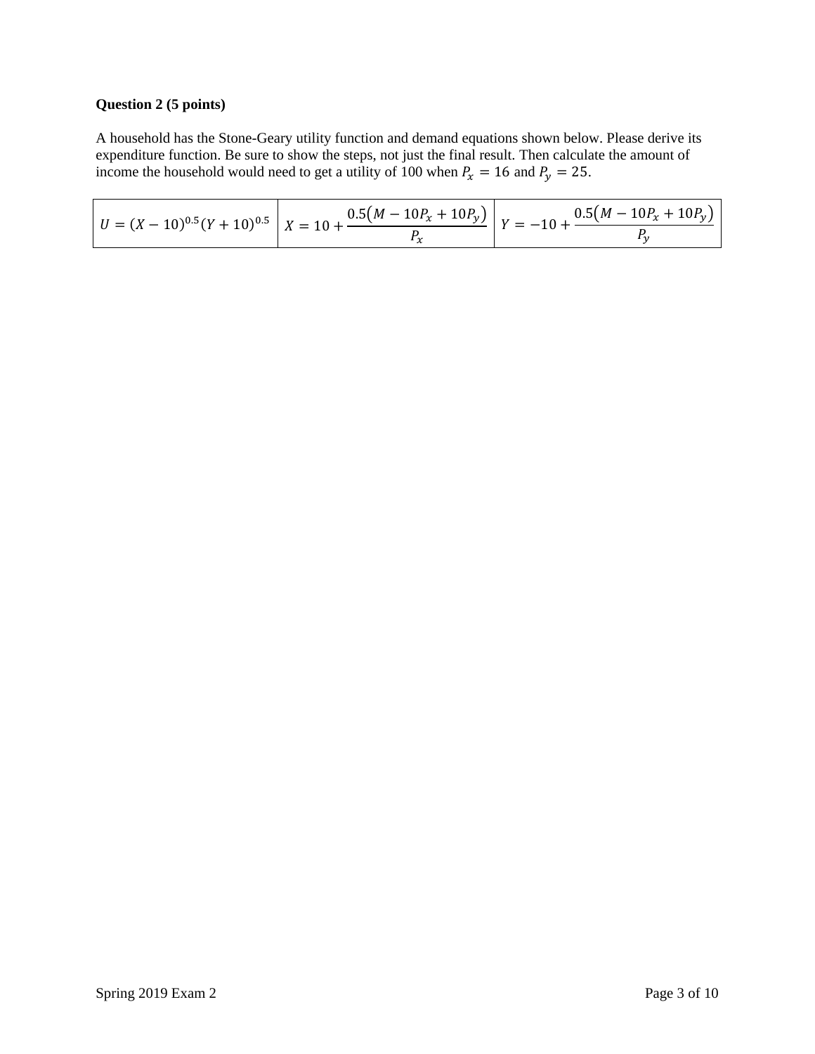**Question 2 (5 points)**

A household has the Stone-Geary utility function and demand equations shown below. Please derive its expenditure function. Be sure to show the steps, not just the final result. Then calculate the amount of income the household would need to get a utility of 100 when $P_x = 16$ and $P_y = 25$.

| $U = (X - 10)^{0.5}(Y + 10)^{0.5}$ | $X = 10 + \dfrac{0.5(M - 10P_x + 10P_y)}{P_x}$ | $Y = -10 + \dfrac{0.5(M - 10P_x + 10P_y)}{P_y}$ |
|---|---|---|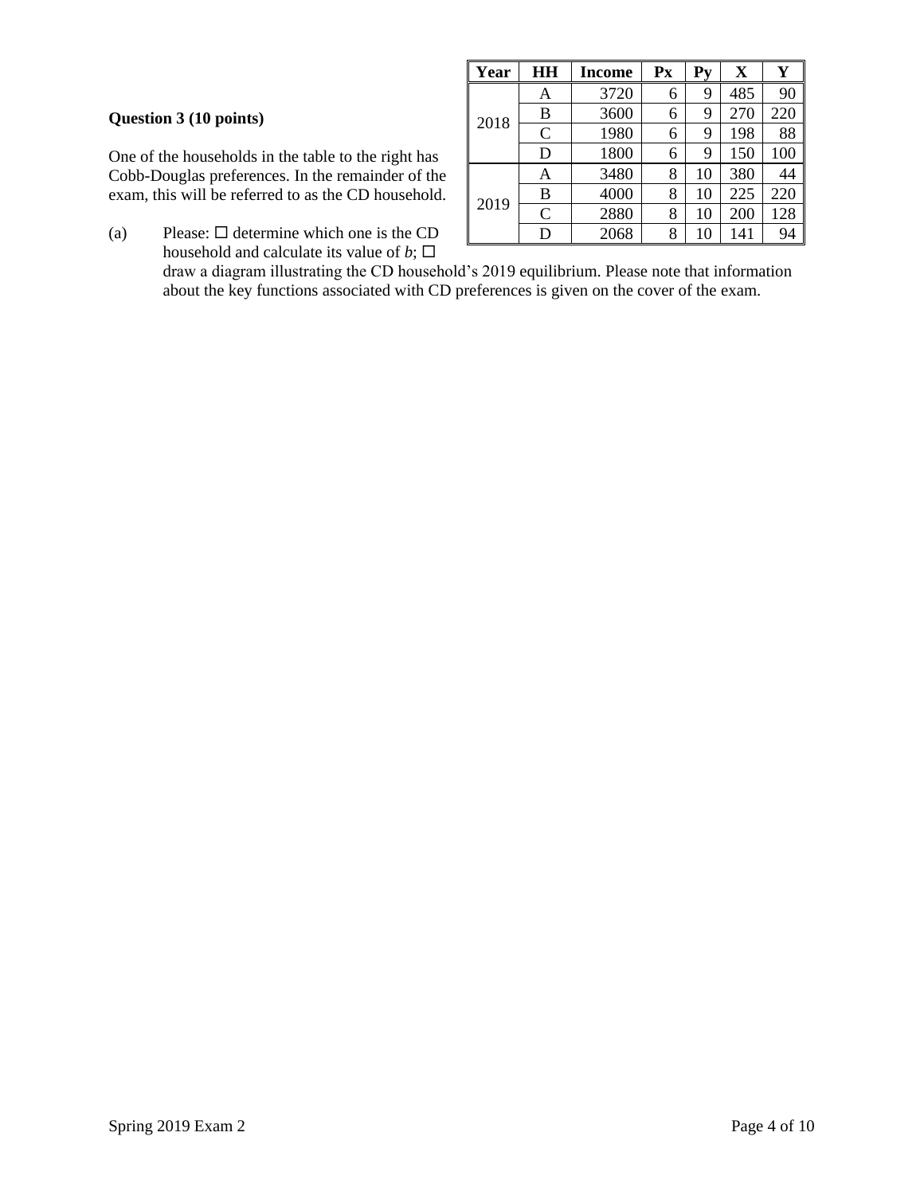**Question 3 (10 points)**

One of the households in the table to the right has Cobb-Douglas preferences. In the remainder of the exam, this will be referred to as the CD household.

| Year | HH | Income | Px | Py | X | Y |
|---|---|---|---|---|---|---|
| 2018 | A | 3720 | 6 | 9 | 485 | 90 |
| | B | 3600 | 6 | 9 | 270 | 220 |
| | C | 1980 | 6 | 9 | 198 | 88 |
| | D | 1800 | 6 | 9 | 150 | 100 |
| 2019 | A | 3480 | 8 | 10 | 380 | 44 |
| | B | 4000 | 8 | 10 | 225 | 220 |
| | C | 2880 | 8 | 10 | 200 | 128 |
| | D | 2068 | 8 | 10 | 141 | 94 |

(a) Please: ☐ determine which one is the CD household and calculate its value of *b*; ☐ draw a diagram illustrating the CD household's 2019 equilibrium. Please note that information about the key functions associated with CD preferences is given on the cover of the exam.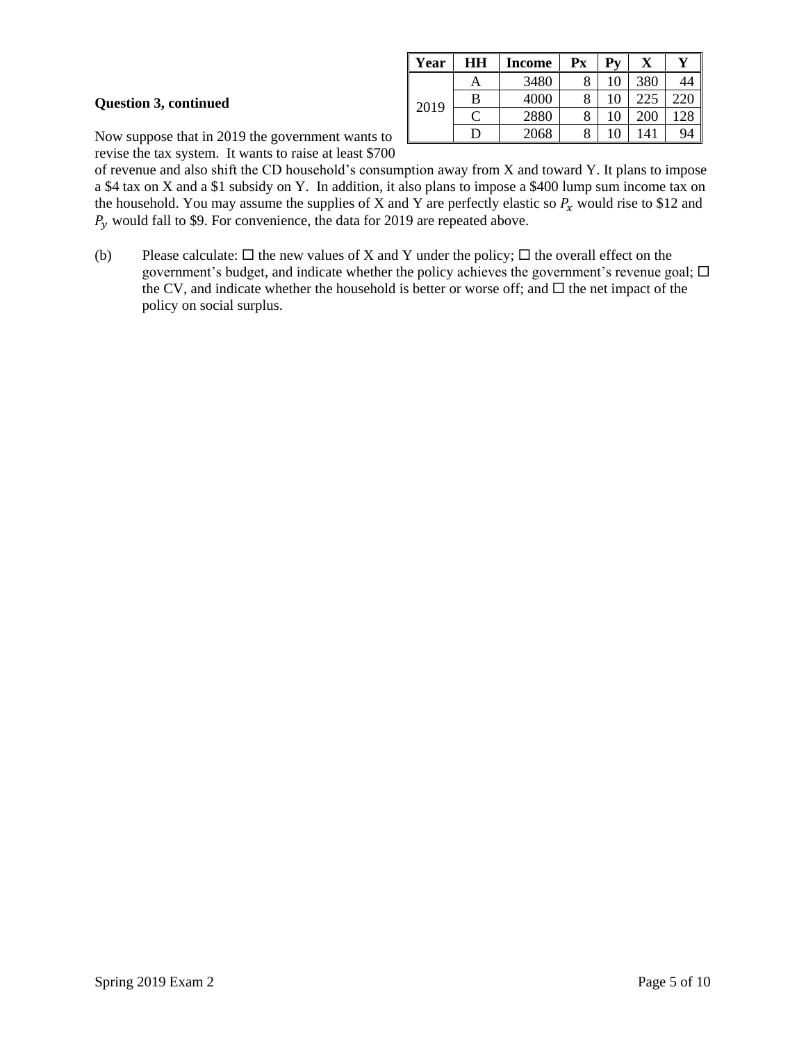**Question 3, continued**

| Year | HH | Income | Px | Py | X | Y |
|---|---|---|---|---|---|---|
| 2019 | A | 3480 | 8 | 10 | 380 | 44 |
| | B | 4000 | 8 | 10 | 225 | 220 |
| | C | 2880 | 8 | 10 | 200 | 128 |
| | D | 2068 | 8 | 10 | 141 | 94 |

Now suppose that in 2019 the government wants to revise the tax system. It wants to raise at least $700 of revenue and also shift the CD household's consumption away from X and toward Y. It plans to impose a $4 tax on X and a $1 subsidy on Y. In addition, it also plans to impose a $400 lump sum income tax on the household. You may assume the supplies of X and Y are perfectly elastic so $P_x$ would rise to $12 and $P_y$ would fall to $9. For convenience, the data for 2019 are repeated above.

(b) Please calculate: ☐ the new values of X and Y under the policy; ☐ the overall effect on the government's budget, and indicate whether the policy achieves the government's revenue goal; ☐ the CV, and indicate whether the household is better or worse off; and ☐ the net impact of the policy on social surplus.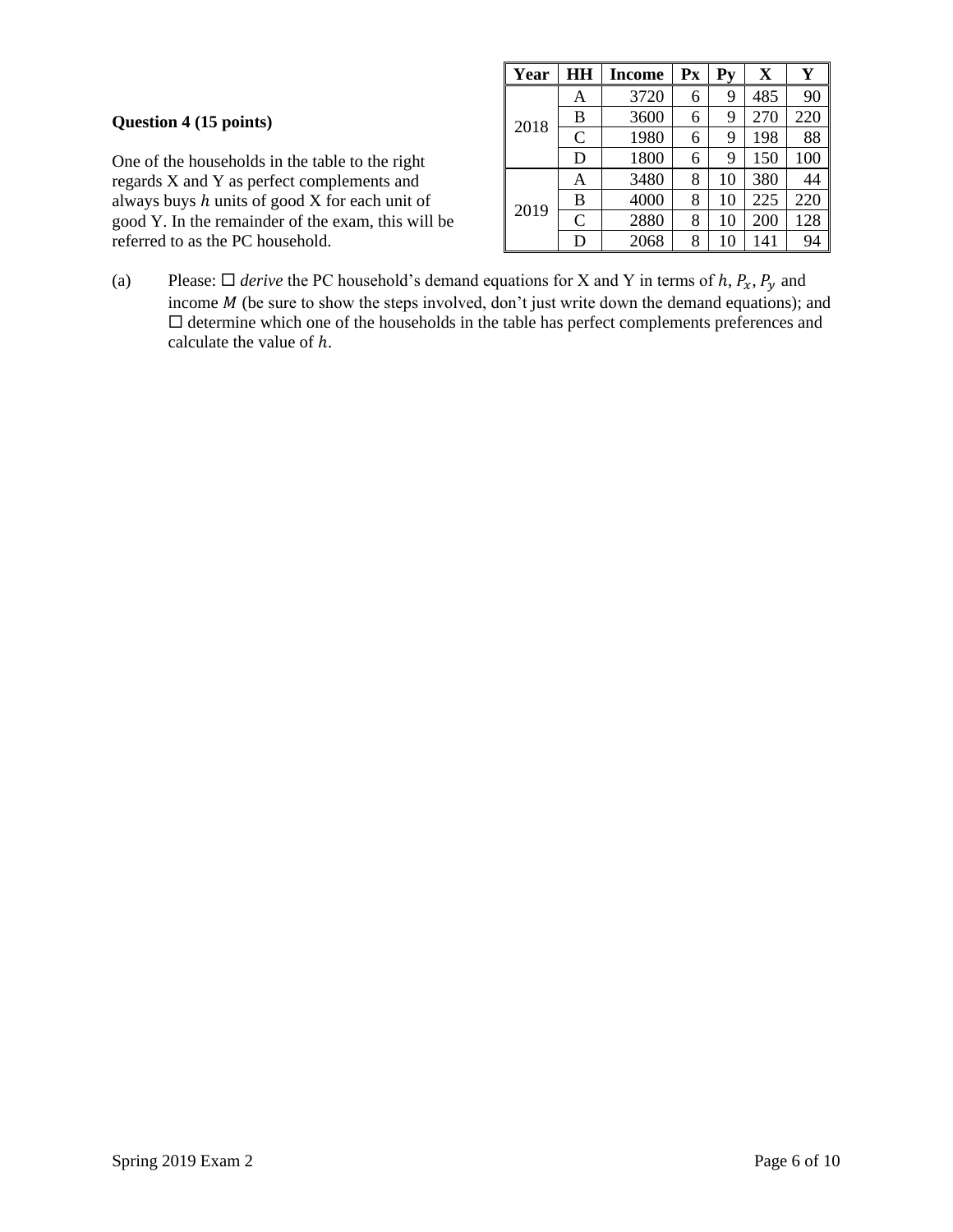**Question 4 (15 points)**

One of the households in the table to the right regards X and Y as perfect complements and always buys $h$ units of good X for each unit of good Y. In the remainder of the exam, this will be referred to as the PC household.

| Year | HH | Income | Px | Py | X | Y |
|---|---|---|---|---|---|---|
| 2018 | A | 3720 | 6 | 9 | 485 | 90 |
| | B | 3600 | 6 | 9 | 270 | 220 |
| | C | 1980 | 6 | 9 | 198 | 88 |
| | D | 1800 | 6 | 9 | 150 | 100 |
| 2019 | A | 3480 | 8 | 10 | 380 | 44 |
| | B | 4000 | 8 | 10 | 225 | 220 |
| | C | 2880 | 8 | 10 | 200 | 128 |
| | D | 2068 | 8 | 10 | 141 | 94 |

(a) Please: ☐ *derive* the PC household's demand equations for X and Y in terms of $h$, $P_x$, $P_y$ and income $M$ (be sure to show the steps involved, don't just write down the demand equations); and ☐ determine which one of the households in the table has perfect complements preferences and calculate the value of $h$.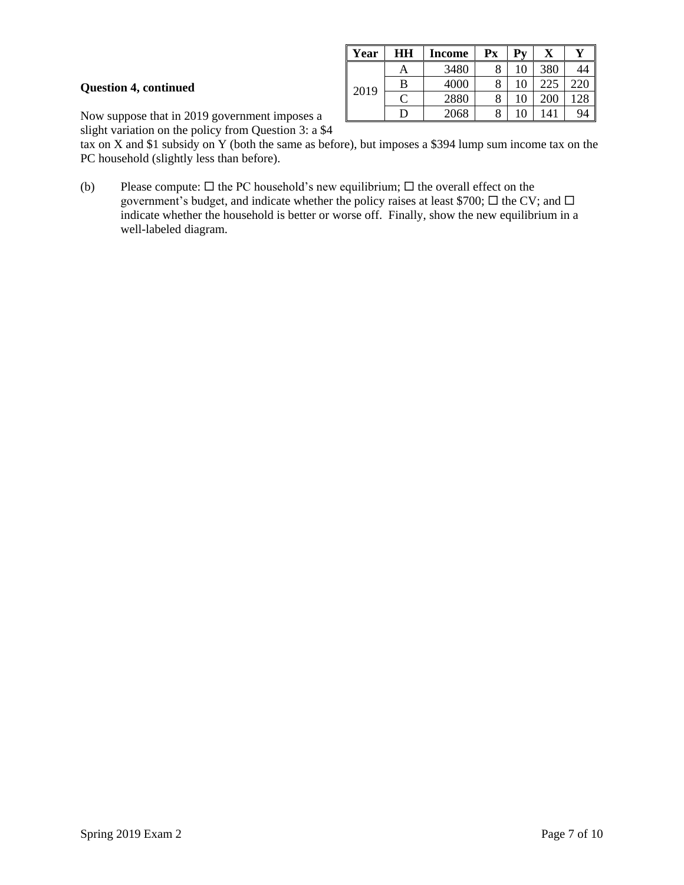**Question 4, continued**

| Year | HH | Income | Px | Py | X | Y |
|---|---|---|---|---|---|---|
| 2019 | A | 3480 | 8 | 10 | 380 | 44 |
| | B | 4000 | 8 | 10 | 225 | 220 |
| | C | 2880 | 8 | 10 | 200 | 128 |
| | D | 2068 | 8 | 10 | 141 | 94 |

Now suppose that in 2019 government imposes a slight variation on the policy from Question 3: a $4 tax on X and $1 subsidy on Y (both the same as before), but imposes a $394 lump sum income tax on the PC household (slightly less than before).

(b) Please compute: ☐ the PC household's new equilibrium; ☐ the overall effect on the government's budget, and indicate whether the policy raises at least $700; ☐ the CV; and ☐ indicate whether the household is better or worse off. Finally, show the new equilibrium in a well-labeled diagram.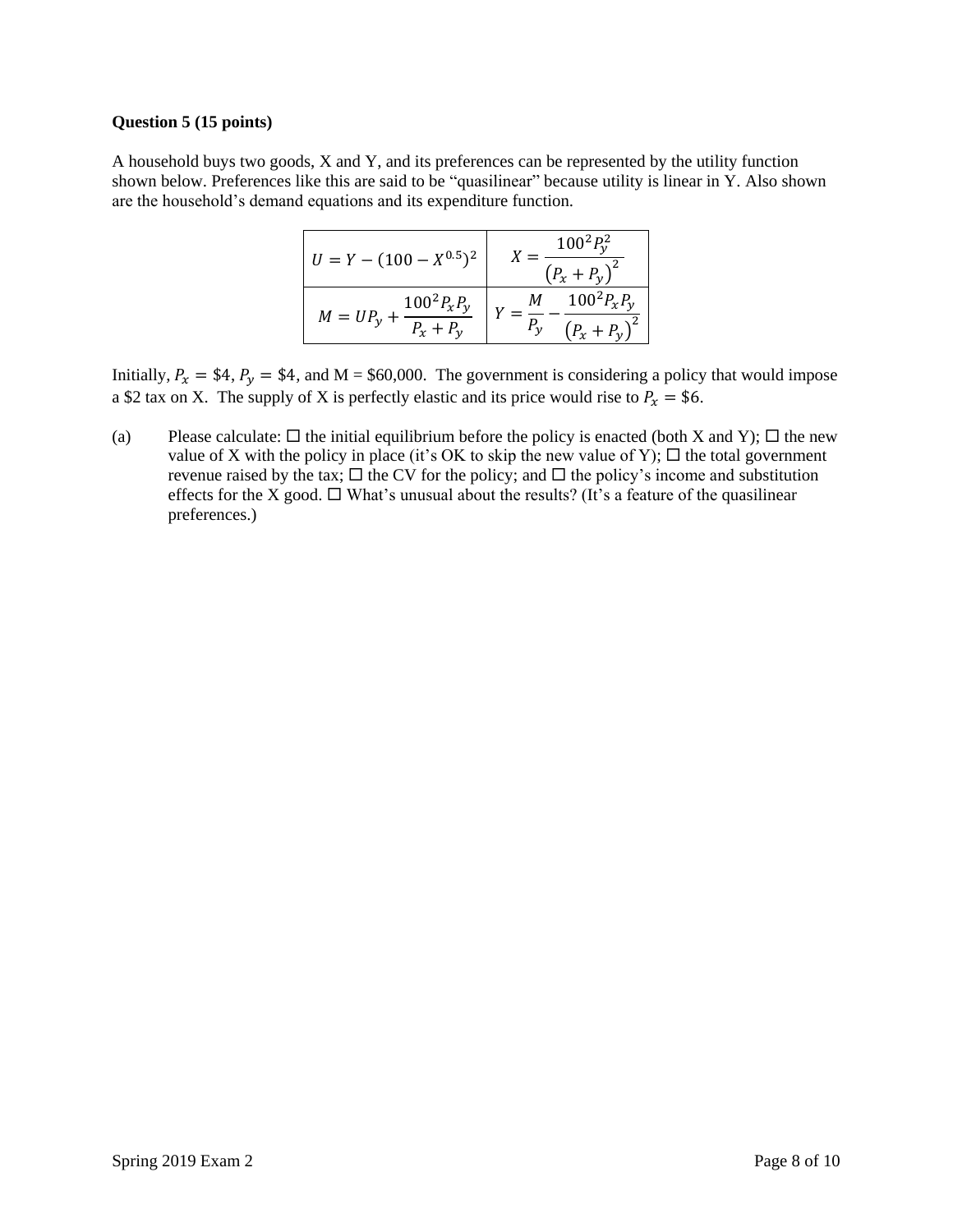**Question 5 (15 points)**

A household buys two goods, X and Y, and its preferences can be represented by the utility function shown below. Preferences like this are said to be "quasilinear" because utility is linear in Y. Also shown are the household's demand equations and its expenditure function.

| | |
|---|---|
| $U = Y - (100 - X^{0.5})^2$ | $X = \dfrac{100^2 P_y^2}{\left(P_x + P_y\right)^2}$ |
| $M = UP_y + \dfrac{100^2 P_x P_y}{P_x + P_y}$ | $Y = \dfrac{M}{P_y} - \dfrac{100^2 P_x P_y}{\left(P_x + P_y\right)^2}$ |

Initially, $P_x = \$4$, $P_y = \$4$, and M = \$60,000. The government is considering a policy that would impose a \$2 tax on X. The supply of X is perfectly elastic and its price would rise to $P_x = \$6$.

(a) Please calculate: ☐ the initial equilibrium before the policy is enacted (both X and Y); ☐ the new value of X with the policy in place (it's OK to skip the new value of Y); ☐ the total government revenue raised by the tax; ☐ the CV for the policy; and ☐ the policy's income and substitution effects for the X good. ☐ What's unusual about the results? (It's a feature of the quasilinear preferences.)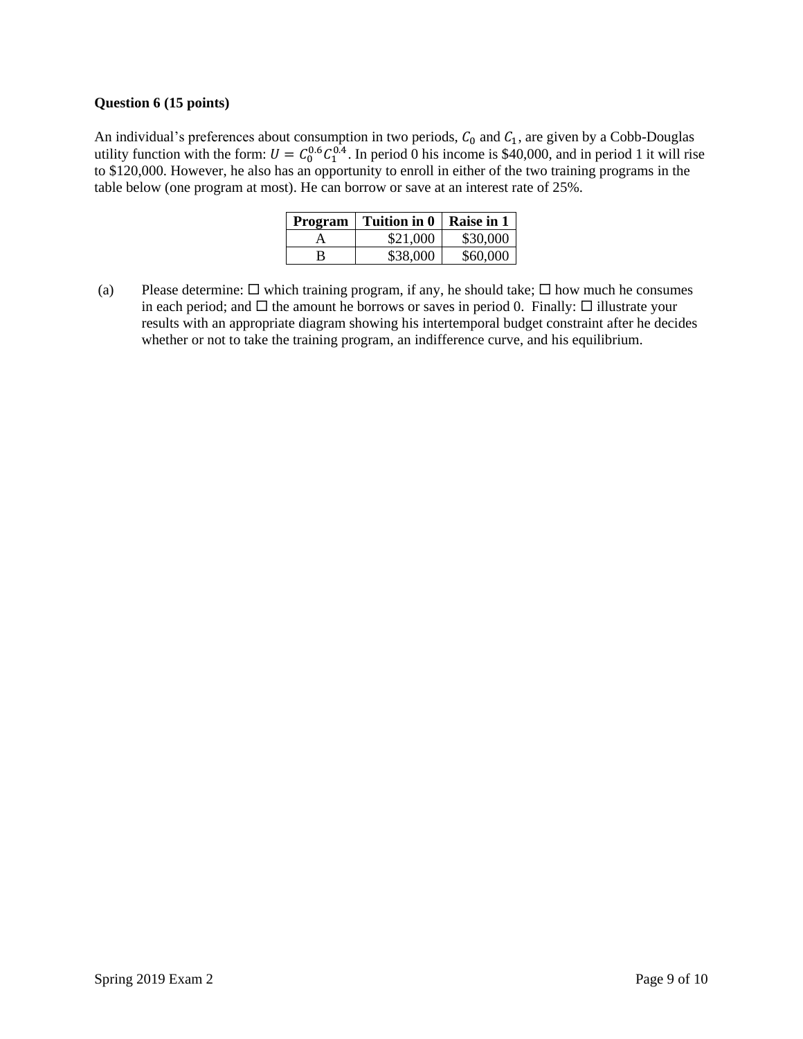**Question 6 (15 points)**

An individual's preferences about consumption in two periods, $C_0$ and $C_1$, are given by a Cobb-Douglas utility function with the form: $U = C_0^{0.6}C_1^{0.4}$. In period 0 his income is \$40,000, and in period 1 it will rise to \$120,000. However, he also has an opportunity to enroll in either of the two training programs in the table below (one program at most). He can borrow or save at an interest rate of 25%.

| Program | Tuition in 0 | Raise in 1 |
|---|---|---|
| A | \$21,000 | \$30,000 |
| B | \$38,000 | \$60,000 |

(a) Please determine: ☐ which training program, if any, he should take; ☐ how much he consumes in each period; and ☐ the amount he borrows or saves in period 0. Finally: ☐ illustrate your results with an appropriate diagram showing his intertemporal budget constraint after he decides whether or not to take the training program, an indifference curve, and his equilibrium.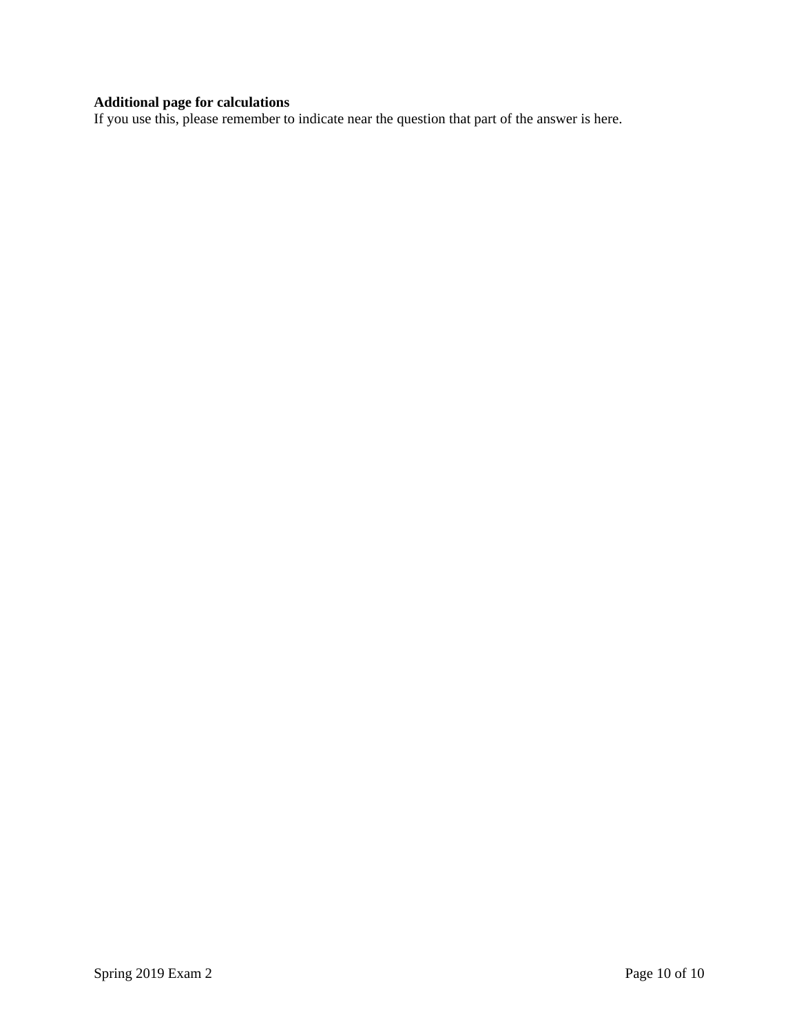**Additional page for calculations**

If you use this, please remember to indicate near the question that part of the answer is here.